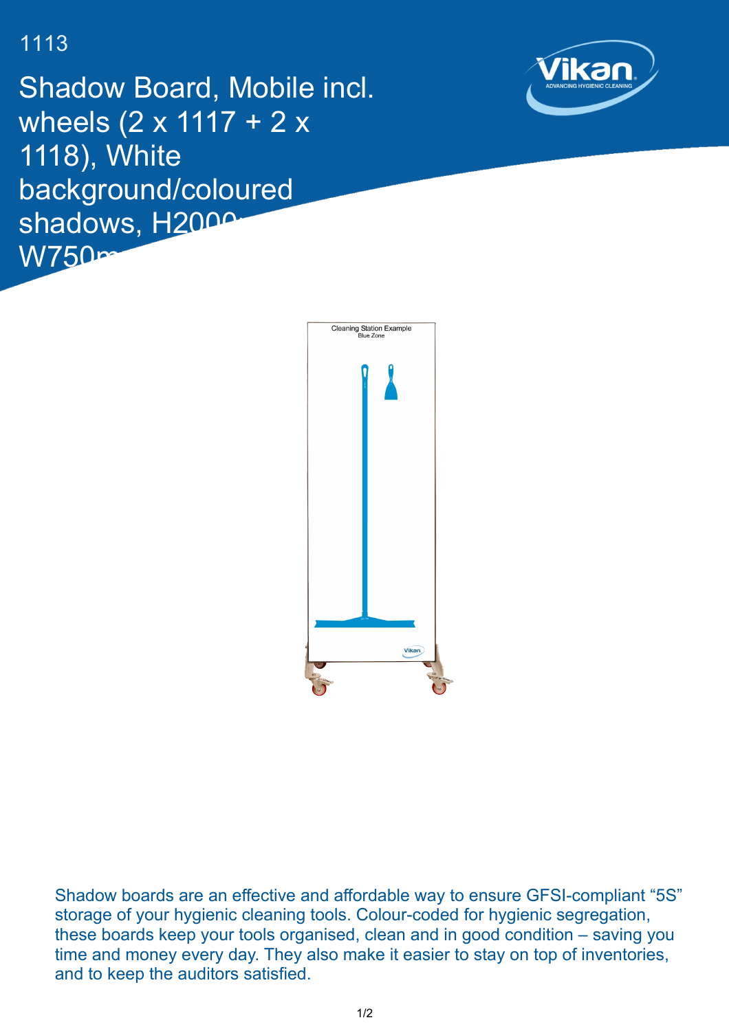1113

# Shadow Board, Mobile incl. wheels (2 x 1117 + 2 x 1118), White background/coloured shadows, H2000, W750m

Shadow boards are an effective and affordable way to ensure GFSI-compliant “5S” storage of your hygienic cleaning tools. Colour-coded for hygienic segregation, these boards keep your tools organised, clean and in good condition – saving you time and money every day. They also make it easier to stay on top of inventories, and to keep the auditors satisfied.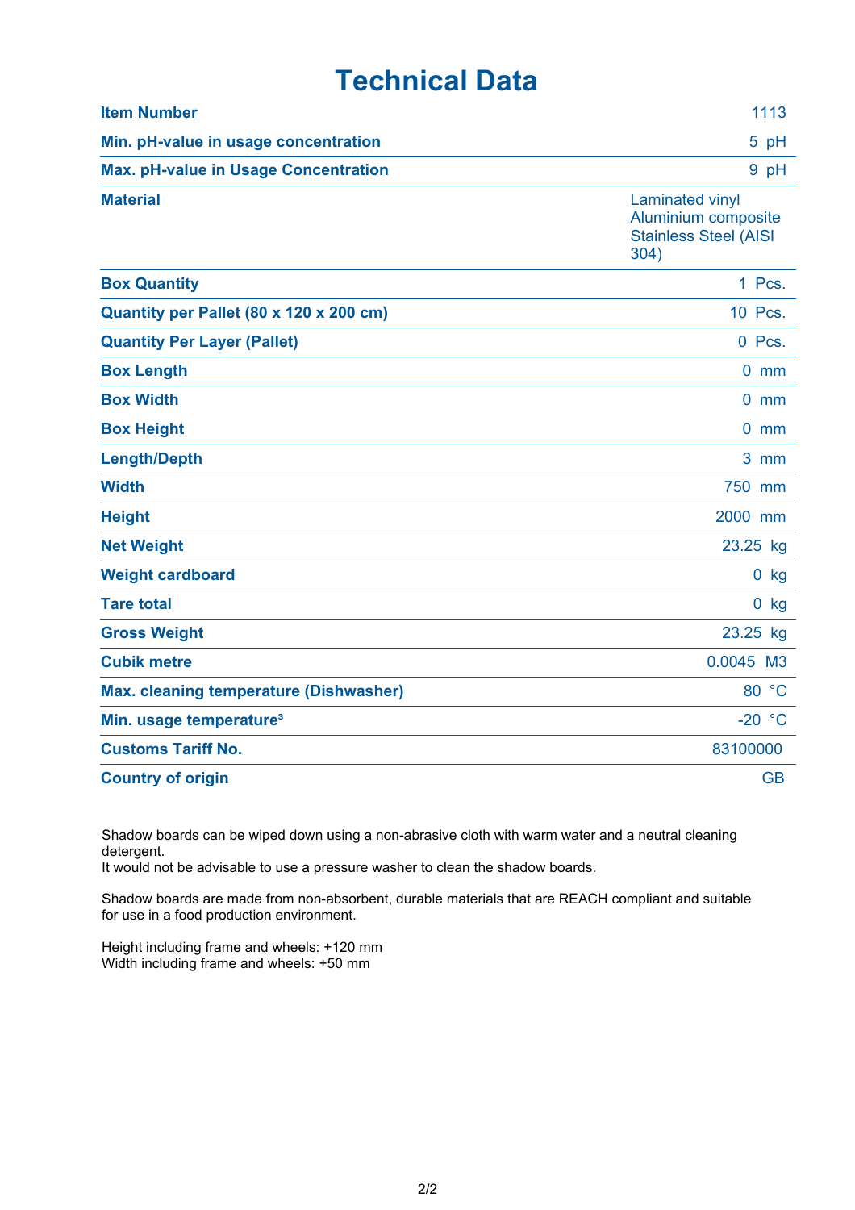# Technical Data

| | |
|---|---|
| **Item Number** | 1113 |
| **Min. pH-value in usage concentration** | 5 pH |
| **Max. pH-value in Usage Concentration** | 9 pH |
| **Material** | Laminated vinyl<br>Aluminium composite<br>Stainless Steel (AISI 304) |
| **Box Quantity** | 1 Pcs. |
| **Quantity per Pallet (80 x 120 x 200 cm)** | 10 Pcs. |
| **Quantity Per Layer (Pallet)** | 0 Pcs. |
| **Box Length** | 0 mm |
| **Box Width** | 0 mm |
| **Box Height** | 0 mm |
| **Length/Depth** | 3 mm |
| **Width** | 750 mm |
| **Height** | 2000 mm |
| **Net Weight** | 23.25 kg |
| **Weight cardboard** | 0 kg |
| **Tare total** | 0 kg |
| **Gross Weight** | 23.25 kg |
| **Cubik metre** | 0.0045 M3 |
| **Max. cleaning temperature (Dishwasher)** | 80 °C |
| **Min. usage temperature³** | -20 °C |
| **Customs Tariff No.** | 83100000 |
| **Country of origin** | GB |

Shadow boards can be wiped down using a non-abrasive cloth with warm water and a neutral cleaning detergent.
It would not be advisable to use a pressure washer to clean the shadow boards.

Shadow boards are made from non-absorbent, durable materials that are REACH compliant and suitable for use in a food production environment.

Height including frame and wheels: +120 mm
Width including frame and wheels: +50 mm